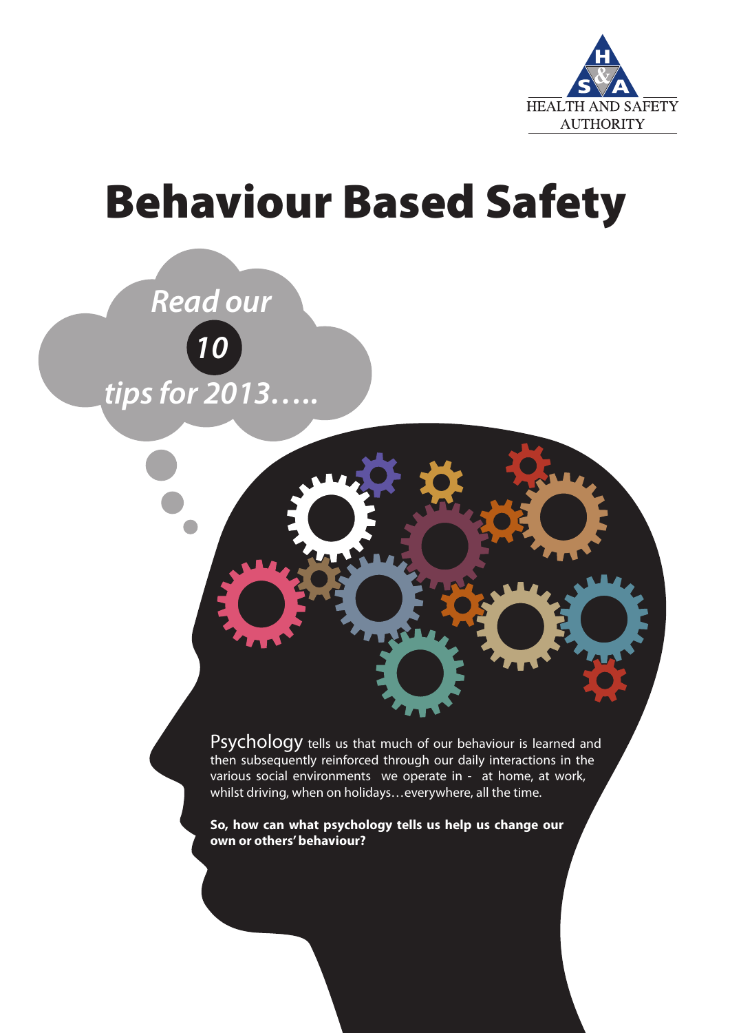HEALTH AND SAFETY AUTHORITY

# Behaviour Based Safety

*Read our 10 tips for 2013…..*

Psychology tells us that much of our behaviour is learned and then subsequently reinforced through our daily interactions in the various social environments we operate in - at home, at work, whilst driving, when on holidays…everywhere, all the time.

**So, how can what psychology tells us help us change our own or others' behaviour?**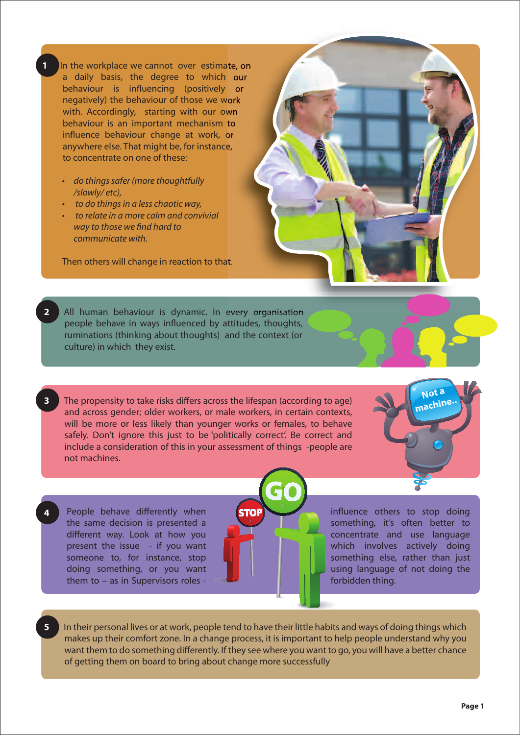1. In the workplace we cannot over estimate, on a daily basis, the degree to which our behaviour is influencing (positively or negatively) the behaviour of those we work with. Accordingly, starting with our own behaviour is an important mechanism to influence behaviour change at work, or anywhere else. That might be, for instance, to concentrate on one of these:

   - *do things safer (more thoughtfully /slowly/ etc),*
   - *to do things in a less chaotic way,*
   - *to relate in a more calm and convivial way to those we find hard to communicate with.*

   Then others will change in reaction to that.

2. All human behaviour is dynamic. In every organisation people behave in ways influenced by attitudes, thoughts, ruminations (thinking about thoughts) and the context (or culture) in which they exist.

3. The propensity to take risks differs across the lifespan (according to age) and across gender; older workers, or male workers, in certain contexts, will be more or less likely than younger works or females, to behave safely. Don't ignore this just to be 'politically correct'. Be correct and include a consideration of this in your assessment of things -people are not machines.

4. People behave differently when the same decision is presented a different way. Look at how you present the issue - if you want someone to, for instance, stop doing something, or you want them to – as in Supervisors roles - influence others to stop doing something, it's often better to concentrate and use language which involves actively doing something else, rather than just using language of not doing the forbidden thing.

5. In their personal lives or at work, people tend to have their little habits and ways of doing things which makes up their comfort zone. In a change process, it is important to help people understand why you want them to do something differently. If they see where you want to go, you will have a better chance of getting them on board to bring about change more successfully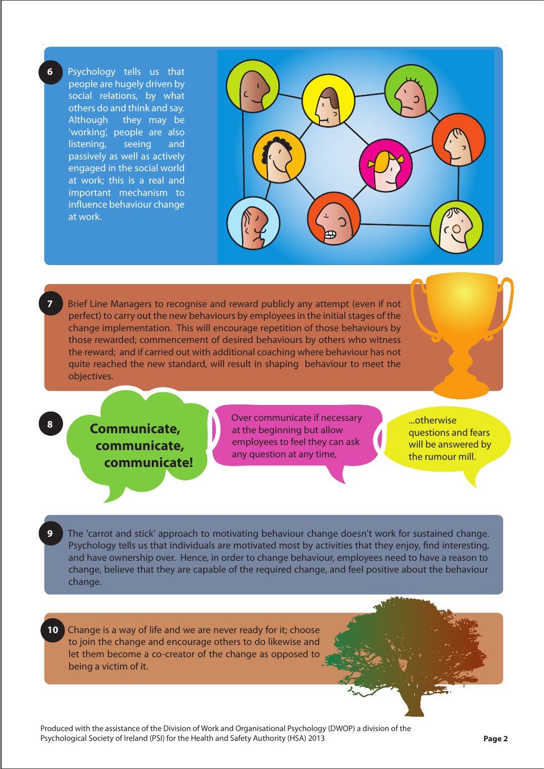**6** Psychology tells us that people are hugely driven by social relations, by what others do and think and say. Although they may be 'working', people are also listening, seeing and passively as well as actively engaged in the social world at work; this is a real and important mechanism to influence behaviour change at work.

**7** Brief Line Managers to recognise and reward publicly any attempt (even if not perfect) to carry out the new behaviours by employees in the initial stages of the change implementation. This will encourage repetition of those behaviours by those rewarded; commencement of desired behaviours by others who witness the reward; and if carried out with additional coaching where behaviour has not quite reached the new standard, will result in shaping behaviour to meet the objectives.

**8** **Communicate, communicate, communicate!**

Over communicate if necessary at the beginning but allow employees to feel they can ask any question at any time,

...otherwise questions and fears will be answered by the rumour mill.

**9** The 'carrot and stick' approach to motivating behaviour change doesn't work for sustained change. Psychology tells us that individuals are motivated most by activities that they enjoy, find interesting, and have ownership over. Hence, in order to change behaviour, employees need to have a reason to change, believe that they are capable of the required change, and feel positive about the behaviour change.

**10** Change is a way of life and we are never ready for it; choose to join the change and encourage others to do likewise and let them become a co-creator of the change as opposed to being a victim of it.

Produced with the assistance of the Division of Work and Organisational Psychology (DWOP) a division of the Psychological Society of Ireland (PSI) for the Health and Safety Authority (HSA) 2013